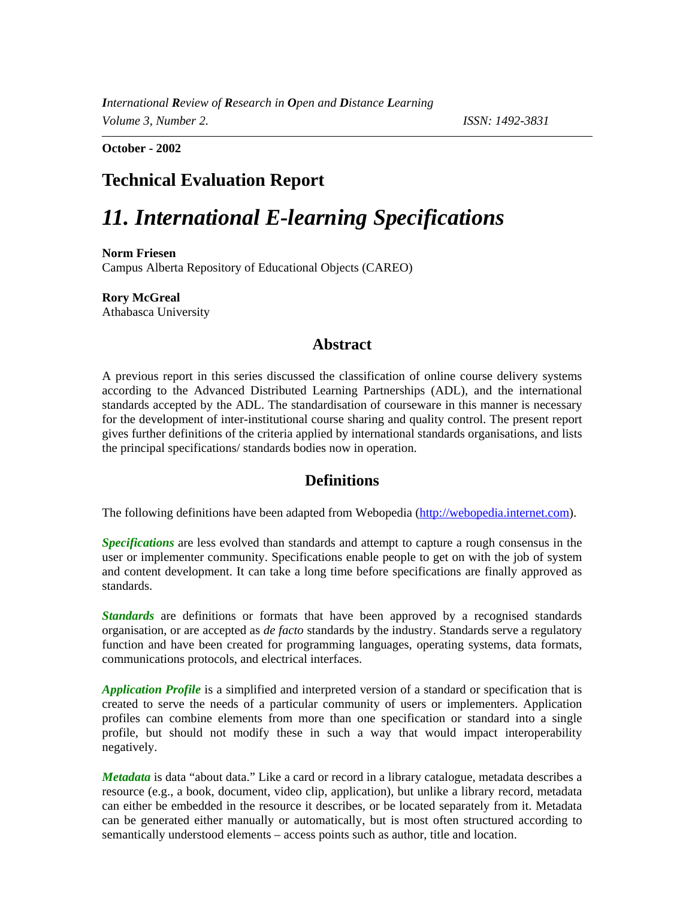*International Review of Research in Open and Distance Learning*
*Volume 3, Number 2.* *ISSN: 1492-3831*

**October - 2002**

## Technical Evaluation Report

# *11. International E-learning Specifications*

**Norm Friesen**
Campus Alberta Repository of Educational Objects (CAREO)

**Rory McGreal**
Athabasca University

## Abstract

A previous report in this series discussed the classification of online course delivery systems according to the Advanced Distributed Learning Partnerships (ADL), and the international standards accepted by the ADL. The standardisation of courseware in this manner is necessary for the development of inter-institutional course sharing and quality control. The present report gives further definitions of the criteria applied by international standards organisations, and lists the principal specifications/ standards bodies now in operation.

## Definitions

The following definitions have been adapted from Webopedia (http://webopedia.internet.com).

***Specifications*** are less evolved than standards and attempt to capture a rough consensus in the user or implementer community. Specifications enable people to get on with the job of system and content development. It can take a long time before specifications are finally approved as standards.

***Standards*** are definitions or formats that have been approved by a recognised standards organisation, or are accepted as *de facto* standards by the industry. Standards serve a regulatory function and have been created for programming languages, operating systems, data formats, communications protocols, and electrical interfaces.

***Application Profile*** is a simplified and interpreted version of a standard or specification that is created to serve the needs of a particular community of users or implementers. Application profiles can combine elements from more than one specification or standard into a single profile, but should not modify these in such a way that would impact interoperability negatively.

***Metadata*** is data "about data." Like a card or record in a library catalogue, metadata describes a resource (e.g., a book, document, video clip, application), but unlike a library record, metadata can either be embedded in the resource it describes, or be located separately from it. Metadata can be generated either manually or automatically, but is most often structured according to semantically understood elements – access points such as author, title and location.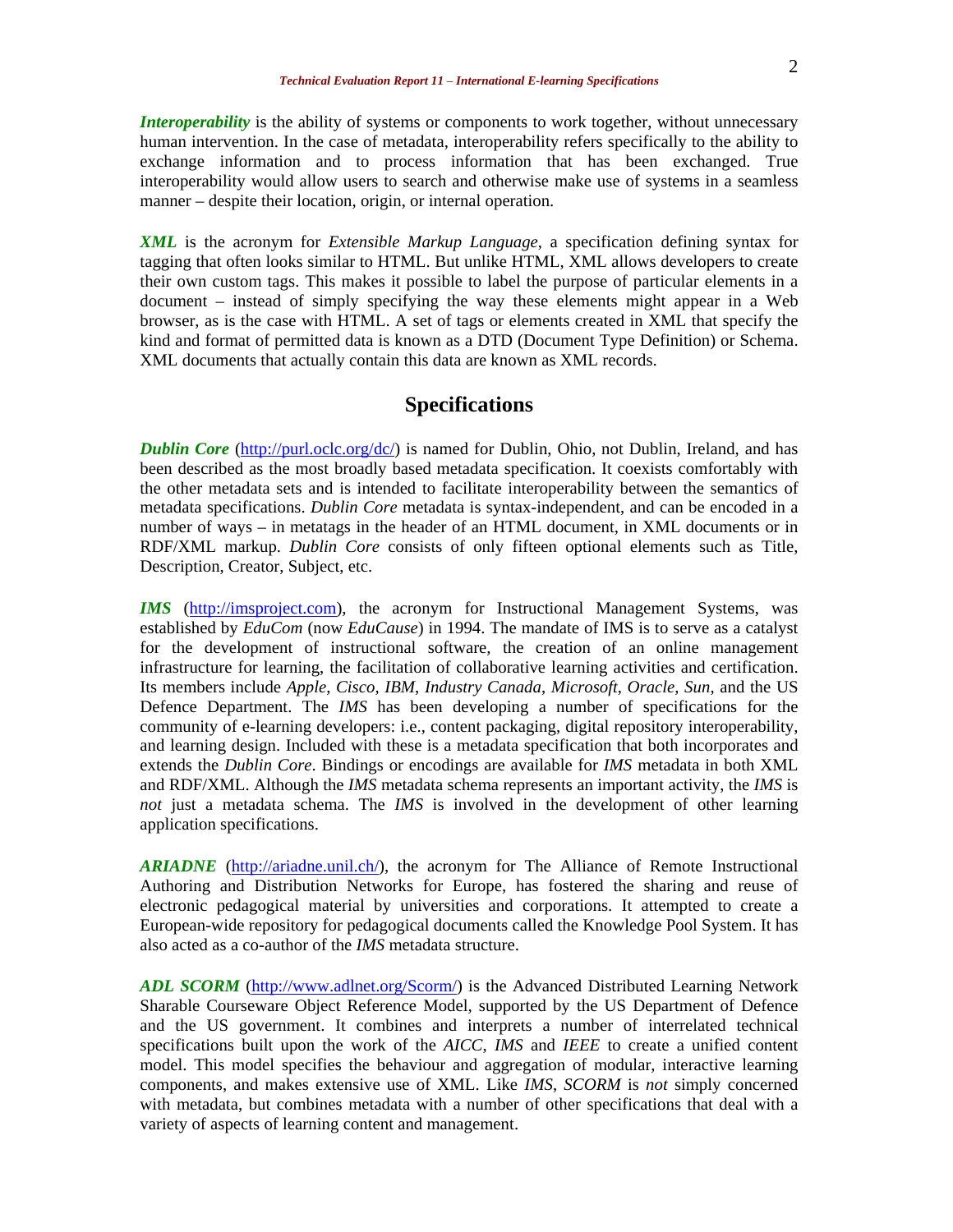***Interoperability*** is the ability of systems or components to work together, without unnecessary human intervention. In the case of metadata, interoperability refers specifically to the ability to exchange information and to process information that has been exchanged. True interoperability would allow users to search and otherwise make use of systems in a seamless manner – despite their location, origin, or internal operation.

***XML*** is the acronym for *Extensible Markup Language*, a specification defining syntax for tagging that often looks similar to HTML. But unlike HTML, XML allows developers to create their own custom tags. This makes it possible to label the purpose of particular elements in a document – instead of simply specifying the way these elements might appear in a Web browser, as is the case with HTML. A set of tags or elements created in XML that specify the kind and format of permitted data is known as a DTD (Document Type Definition) or Schema. XML documents that actually contain this data are known as XML records.

## Specifications

***Dublin Core*** (http://purl.oclc.org/dc/) is named for Dublin, Ohio, not Dublin, Ireland, and has been described as the most broadly based metadata specification. It coexists comfortably with the other metadata sets and is intended to facilitate interoperability between the semantics of metadata specifications. *Dublin Core* metadata is syntax-independent, and can be encoded in a number of ways – in metatags in the header of an HTML document, in XML documents or in RDF/XML markup. *Dublin Core* consists of only fifteen optional elements such as Title, Description, Creator, Subject, etc.

***IMS*** (http://imsproject.com), the acronym for Instructional Management Systems, was established by *EduCom* (now *EduCause*) in 1994. The mandate of IMS is to serve as a catalyst for the development of instructional software, the creation of an online management infrastructure for learning, the facilitation of collaborative learning activities and certification. Its members include *Apple, Cisco, IBM*, *Industry Canada*, *Microsoft*, *Oracle*, *Sun*, and the US Defence Department. The *IMS* has been developing a number of specifications for the community of e-learning developers: i.e., content packaging, digital repository interoperability, and learning design. Included with these is a metadata specification that both incorporates and extends the *Dublin Core*. Bindings or encodings are available for *IMS* metadata in both XML and RDF/XML. Although the *IMS* metadata schema represents an important activity, the *IMS* is *not* just a metadata schema. The *IMS* is involved in the development of other learning application specifications.

***ARIADNE*** (http://ariadne.unil.ch/), the acronym for The Alliance of Remote Instructional Authoring and Distribution Networks for Europe, has fostered the sharing and reuse of electronic pedagogical material by universities and corporations. It attempted to create a European-wide repository for pedagogical documents called the Knowledge Pool System. It has also acted as a co-author of the *IMS* metadata structure.

***ADL SCORM*** (http://www.adlnet.org/Scorm/) is the Advanced Distributed Learning Network Sharable Courseware Object Reference Model, supported by the US Department of Defence and the US government. It combines and interprets a number of interrelated technical specifications built upon the work of the *AICC*, *IMS* and *IEEE* to create a unified content model. This model specifies the behaviour and aggregation of modular, interactive learning components, and makes extensive use of XML. Like *IMS*, *SCORM* is *not* simply concerned with metadata, but combines metadata with a number of other specifications that deal with a variety of aspects of learning content and management.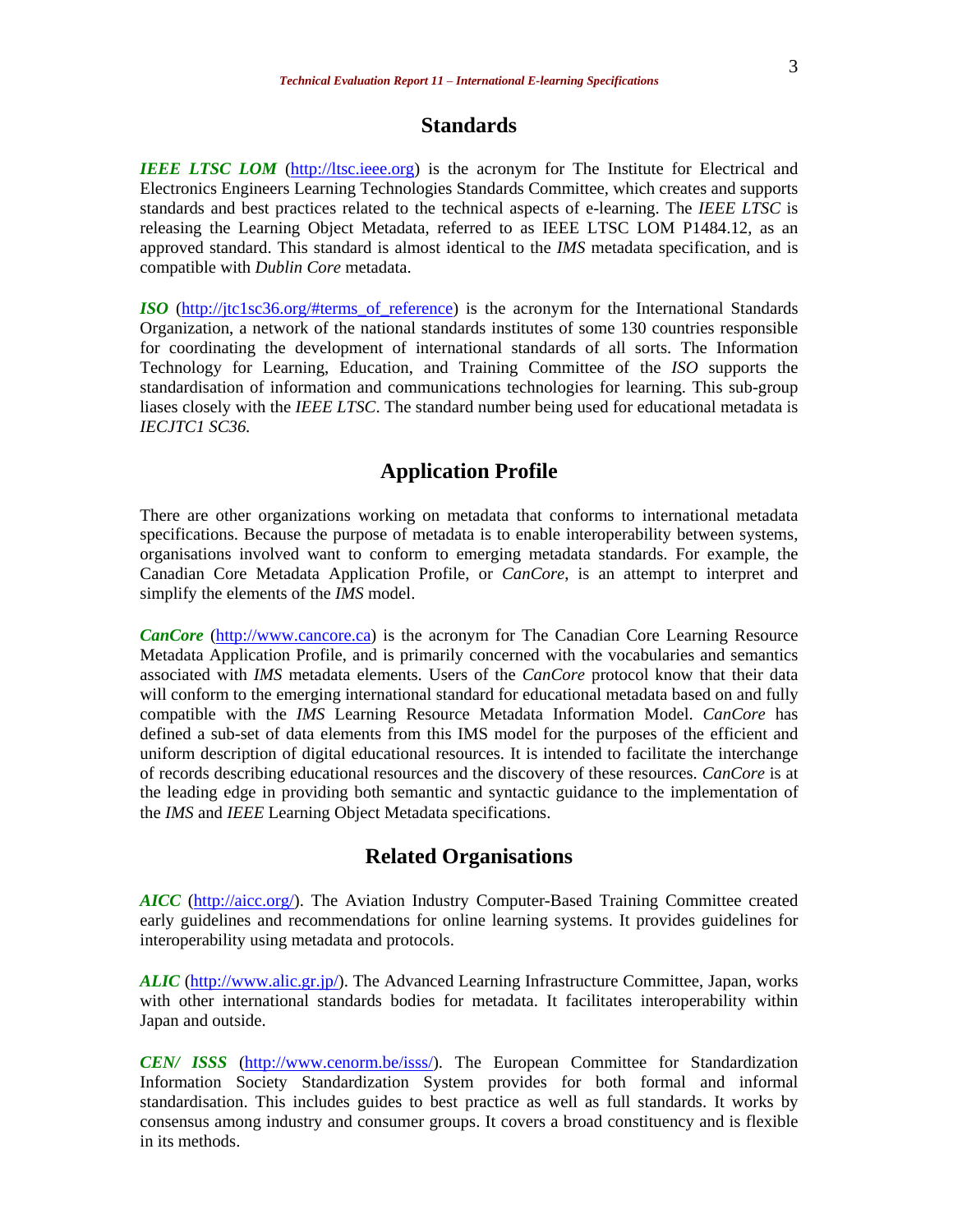## Standards

***IEEE LTSC LOM*** (http://ltsc.ieee.org) is the acronym for The Institute for Electrical and Electronics Engineers Learning Technologies Standards Committee, which creates and supports standards and best practices related to the technical aspects of e-learning. The *IEEE LTSC* is releasing the Learning Object Metadata, referred to as IEEE LTSC LOM P1484.12, as an approved standard. This standard is almost identical to the *IMS* metadata specification, and is compatible with *Dublin Core* metadata.

***ISO*** (http://jtc1sc36.org/#terms_of_reference) is the acronym for the International Standards Organization, a network of the national standards institutes of some 130 countries responsible for coordinating the development of international standards of all sorts. The Information Technology for Learning, Education, and Training Committee of the *ISO* supports the standardisation of information and communications technologies for learning. This sub-group liases closely with the *IEEE LTSC*. The standard number being used for educational metadata is *IECJTC1 SC36.*

## Application Profile

There are other organizations working on metadata that conforms to international metadata specifications. Because the purpose of metadata is to enable interoperability between systems, organisations involved want to conform to emerging metadata standards. For example, the Canadian Core Metadata Application Profile, or *CanCore*, is an attempt to interpret and simplify the elements of the *IMS* model.

***CanCore*** (http://www.cancore.ca) is the acronym for The Canadian Core Learning Resource Metadata Application Profile, and is primarily concerned with the vocabularies and semantics associated with *IMS* metadata elements. Users of the *CanCore* protocol know that their data will conform to the emerging international standard for educational metadata based on and fully compatible with the *IMS* Learning Resource Metadata Information Model. *CanCore* has defined a sub-set of data elements from this IMS model for the purposes of the efficient and uniform description of digital educational resources. It is intended to facilitate the interchange of records describing educational resources and the discovery of these resources. *CanCore* is at the leading edge in providing both semantic and syntactic guidance to the implementation of the *IMS* and *IEEE* Learning Object Metadata specifications.

## Related Organisations

***AICC*** (http://aicc.org/). The Aviation Industry Computer-Based Training Committee created early guidelines and recommendations for online learning systems. It provides guidelines for interoperability using metadata and protocols.

***ALIC*** (http://www.alic.gr.jp/). The Advanced Learning Infrastructure Committee, Japan, works with other international standards bodies for metadata. It facilitates interoperability within Japan and outside.

***CEN/ ISSS*** (http://www.cenorm.be/isss/). The European Committee for Standardization Information Society Standardization System provides for both formal and informal standardisation. This includes guides to best practice as well as full standards. It works by consensus among industry and consumer groups. It covers a broad constituency and is flexible in its methods.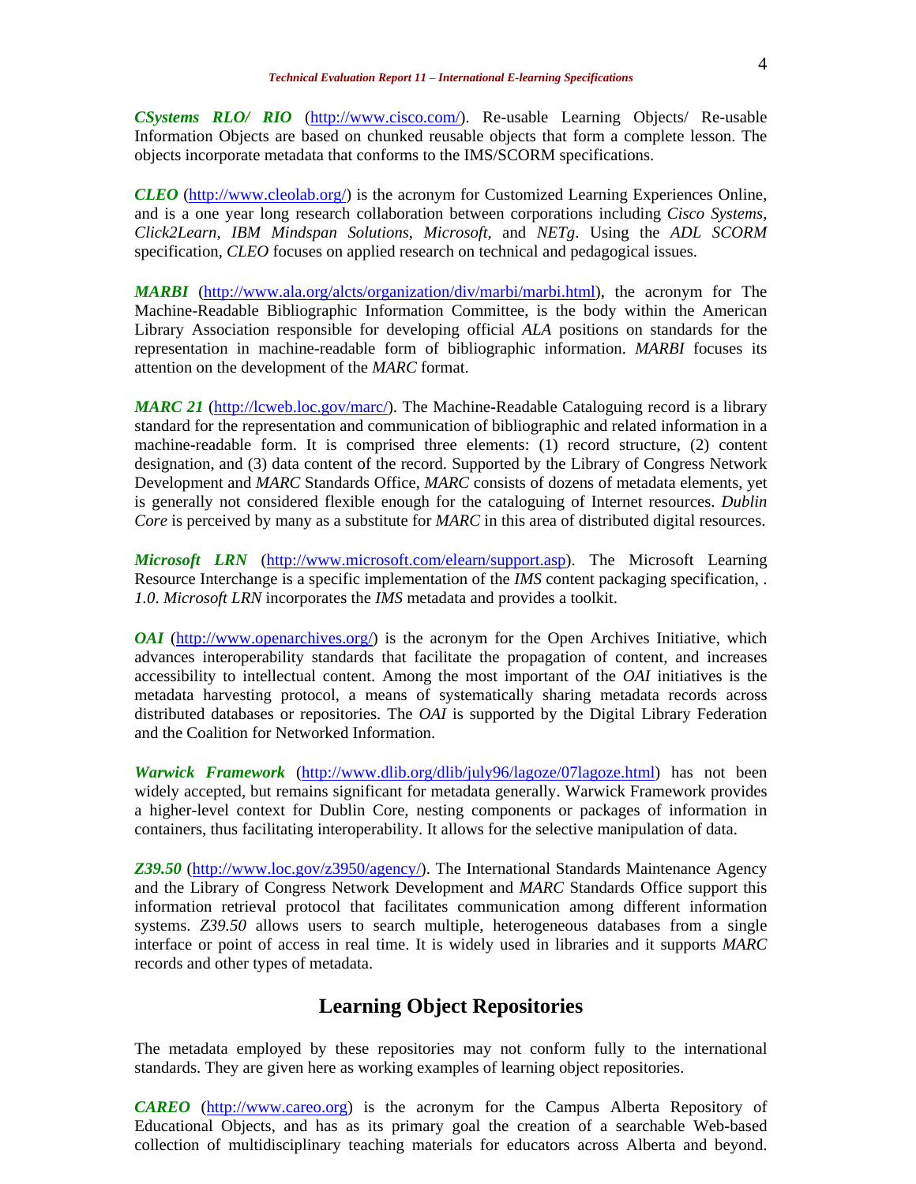***CSystems RLO/ RIO*** (http://www.cisco.com/). Re-usable Learning Objects/ Re-usable Information Objects are based on chunked reusable objects that form a complete lesson. The objects incorporate metadata that conforms to the IMS/SCORM specifications.

***CLEO*** (http://www.cleolab.org/) is the acronym for Customized Learning Experiences Online, and is a one year long research collaboration between corporations including *Cisco Systems*, *Click2Learn*, *IBM Mindspan Solutions*, *Microsoft*, and *NETg*. Using the *ADL SCORM* specification, *CLEO* focuses on applied research on technical and pedagogical issues.

***MARBI*** (http://www.ala.org/alcts/organization/div/marbi/marbi.html), the acronym for The Machine-Readable Bibliographic Information Committee, is the body within the American Library Association responsible for developing official *ALA* positions on standards for the representation in machine-readable form of bibliographic information. *MARBI* focuses its attention on the development of the *MARC* format.

***MARC 21*** (http://lcweb.loc.gov/marc/). The Machine-Readable Cataloguing record is a library standard for the representation and communication of bibliographic and related information in a machine-readable form. It is comprised three elements: (1) record structure, (2) content designation, and (3) data content of the record. Supported by the Library of Congress Network Development and *MARC* Standards Office, *MARC* consists of dozens of metadata elements, yet is generally not considered flexible enough for the cataloguing of Internet resources. *Dublin Core* is perceived by many as a substitute for *MARC* in this area of distributed digital resources.

***Microsoft LRN*** (http://www.microsoft.com/elearn/support.asp). The Microsoft Learning Resource Interchange is a specific implementation of the *IMS* content packaging specification, *. 1.0*. *Microsoft LRN* incorporates the *IMS* metadata and provides a toolkit.

***OAI*** (http://www.openarchives.org/) is the acronym for the Open Archives Initiative, which advances interoperability standards that facilitate the propagation of content, and increases accessibility to intellectual content. Among the most important of the *OAI* initiatives is the metadata harvesting protocol, a means of systematically sharing metadata records across distributed databases or repositories. The *OAI* is supported by the Digital Library Federation and the Coalition for Networked Information.

***Warwick Framework*** (http://www.dlib.org/dlib/july96/lagoze/07lagoze.html) has not been widely accepted, but remains significant for metadata generally. Warwick Framework provides a higher-level context for Dublin Core, nesting components or packages of information in containers, thus facilitating interoperability. It allows for the selective manipulation of data.

***Z39.50*** (http://www.loc.gov/z3950/agency/). The International Standards Maintenance Agency and the Library of Congress Network Development and *MARC* Standards Office support this information retrieval protocol that facilitates communication among different information systems. *Z39.50* allows users to search multiple, heterogeneous databases from a single interface or point of access in real time. It is widely used in libraries and it supports *MARC* records and other types of metadata.

## Learning Object Repositories

The metadata employed by these repositories may not conform fully to the international standards. They are given here as working examples of learning object repositories.

***CAREO*** (http://www.careo.org) is the acronym for the Campus Alberta Repository of Educational Objects, and has as its primary goal the creation of a searchable Web-based collection of multidisciplinary teaching materials for educators across Alberta and beyond.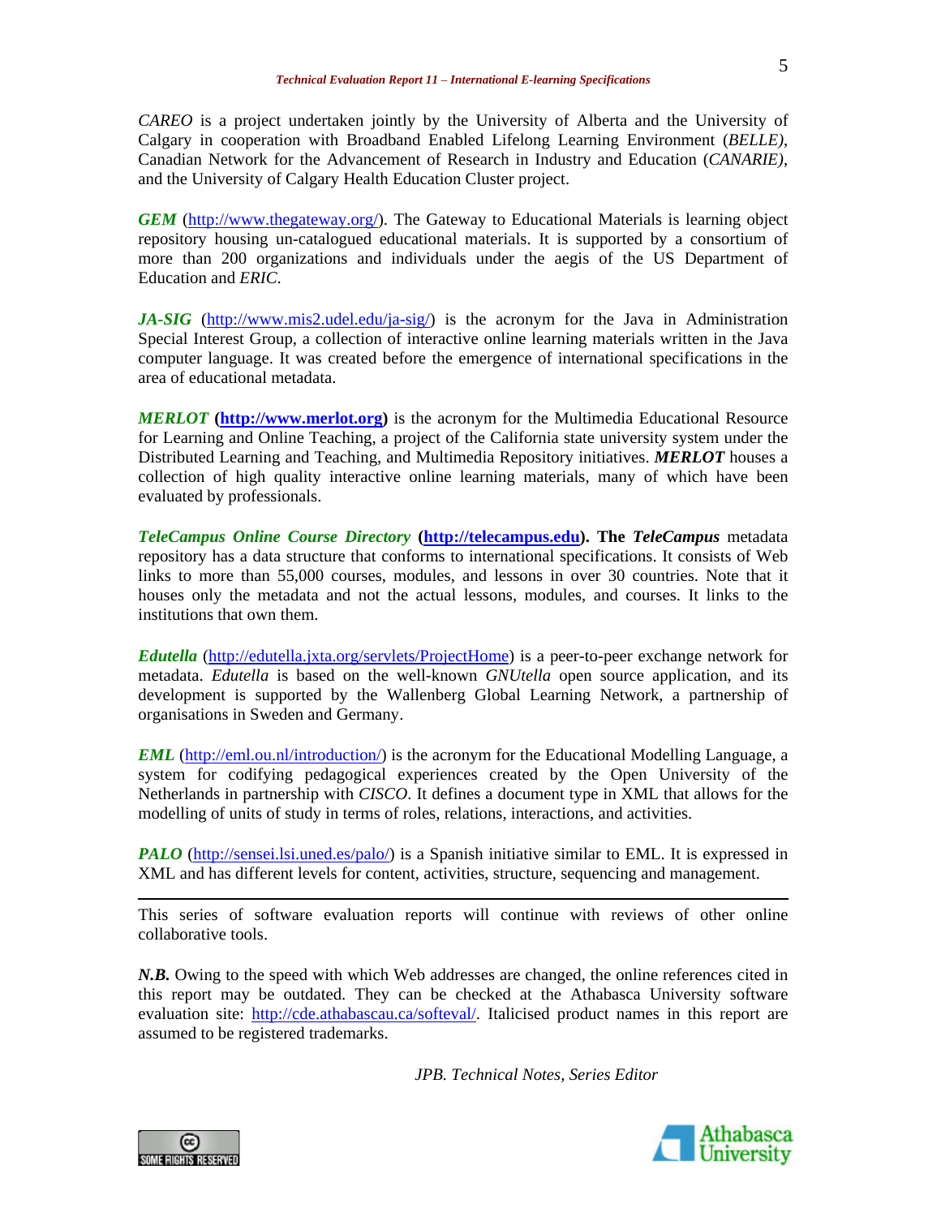*CAREO* is a project undertaken jointly by the University of Alberta and the University of Calgary in cooperation with Broadband Enabled Lifelong Learning Environment (*BELLE)*, Canadian Network for the Advancement of Research in Industry and Education (*CANARIE)*, and the University of Calgary Health Education Cluster project.

***GEM*** (http://www.thegateway.org/). The Gateway to Educational Materials is learning object repository housing un-catalogued educational materials. It is supported by a consortium of more than 200 organizations and individuals under the aegis of the US Department of Education and *ERIC*.

***JA-SIG*** (http://www.mis2.udel.edu/ja-sig/) is the acronym for the Java in Administration Special Interest Group, a collection of interactive online learning materials written in the Java computer language. It was created before the emergence of international specifications in the area of educational metadata.

***MERLOT*** (**http://www.merlot.org**) is the acronym for the Multimedia Educational Resource for Learning and Online Teaching, a project of the California state university system under the Distributed Learning and Teaching, and Multimedia Repository initiatives. ***MERLOT*** houses a collection of high quality interactive online learning materials, many of which have been evaluated by professionals.

***TeleCampus Online Course Directory*** (**http://telecampus.edu). The *TeleCampus*** metadata repository has a data structure that conforms to international specifications. It consists of Web links to more than 55,000 courses, modules, and lessons in over 30 countries. Note that it houses only the metadata and not the actual lessons, modules, and courses. It links to the institutions that own them.

***Edutella*** (http://edutella.jxta.org/servlets/ProjectHome) is a peer-to-peer exchange network for metadata. *Edutella* is based on the well-known *GNUtella* open source application, and its development is supported by the Wallenberg Global Learning Network, a partnership of organisations in Sweden and Germany.

***EML*** (http://eml.ou.nl/introduction/) is the acronym for the Educational Modelling Language, a system for codifying pedagogical experiences created by the Open University of the Netherlands in partnership with *CISCO*. It defines a document type in XML that allows for the modelling of units of study in terms of roles, relations, interactions, and activities.

***PALO*** (http://sensei.lsi.uned.es/palo/) is a Spanish initiative similar to EML. It is expressed in XML and has different levels for content, activities, structure, sequencing and management.

---

This series of software evaluation reports will continue with reviews of other online collaborative tools.

***N.B.*** Owing to the speed with which Web addresses are changed, the online references cited in this report may be outdated. They can be checked at the Athabasca University software evaluation site: http://cde.athabascau.ca/softeval/. Italicised product names in this report are assumed to be registered trademarks.

*JPB. Technical Notes, Series Editor*